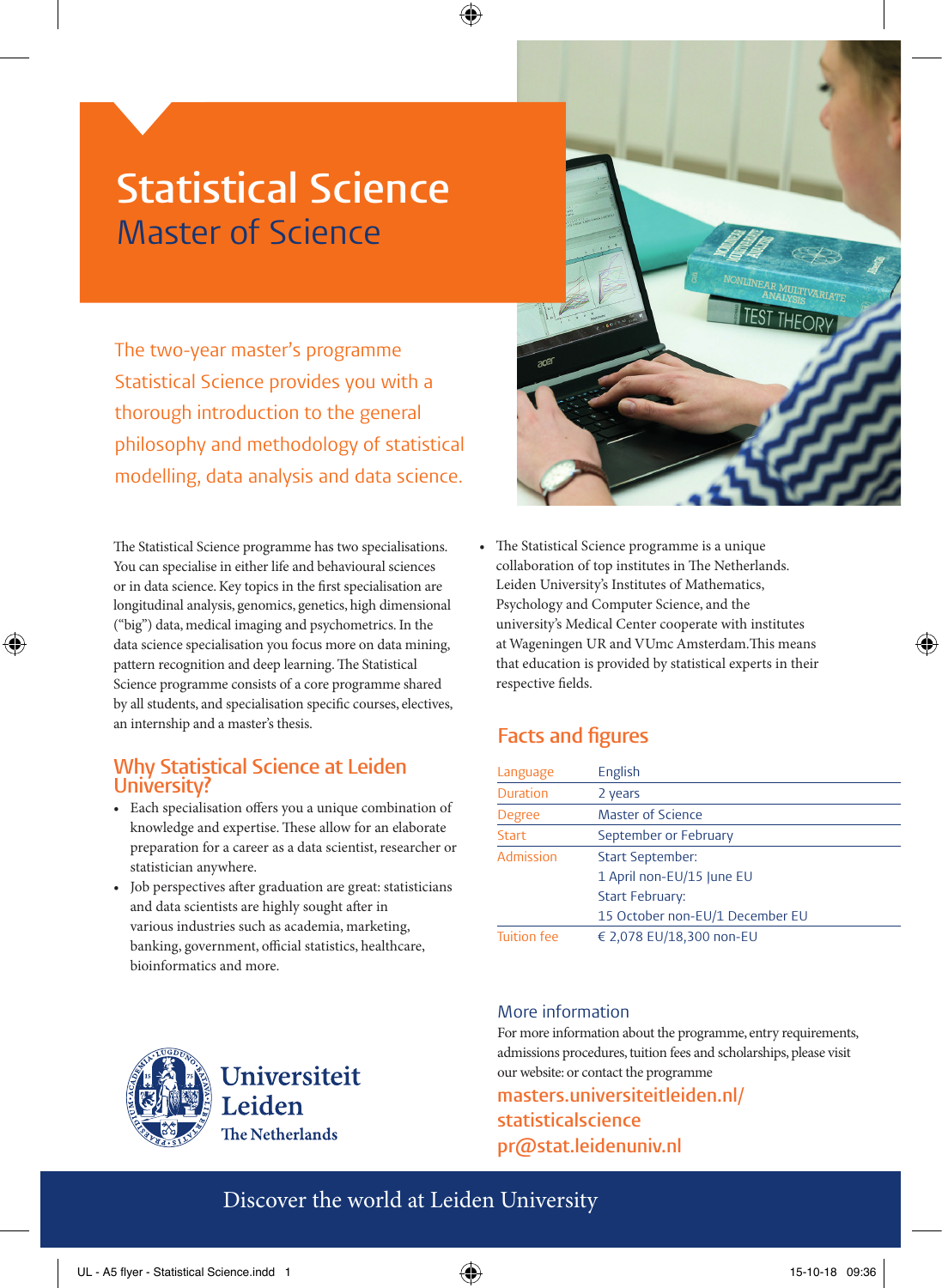# Statistical Science

## Master of Science

The two-year master's programme Statistical Science provides you with a thorough introduction to the general philosophy and methodology of statistical modelling, data analysis and data science.

The Statistical Science programme has two specialisations. You can specialise in either life and behavioural sciences or in data science. Key topics in the first specialisation are longitudinal analysis, genomics, genetics, high dimensional ("big") data, medical imaging and psychometrics. In the data science specialisation you focus more on data mining, pattern recognition and deep learning. The Statistical Science programme consists of a core programme shared by all students, and specialisation specific courses, electives, an internship and a master's thesis.

## Why Statistical Science at Leiden University?

- Each specialisation offers you a unique combination of knowledge and expertise. These allow for an elaborate preparation for a career as a data scientist, researcher or statistician anywhere.
- Job perspectives after graduation are great: statisticians and data scientists are highly sought after in various industries such as academia, marketing, banking, government, official statistics, healthcare, bioinformatics and more.
- The Statistical Science programme is a unique collaboration of top institutes in The Netherlands. Leiden University's Institutes of Mathematics, Psychology and Computer Science, and the university's Medical Center cooperate with institutes at Wageningen UR and VUmc Amsterdam.This means that education is provided by statistical experts in their respective fields.

## Facts and figures

| | |
|---|---|
| Language | English |
| Duration | 2 years |
| Degree | Master of Science |
| Start | September or February |
| Admission | Start September:<br>1 April non-EU/15 June EU<br>Start February:<br>15 October non-EU/1 December EU |
| Tuition fee | € 2,078 EU/18,300 non-EU |

## More information

For more information about the programme, entry requirements, admissions procedures, tuition fees and scholarships, please visit our website: or contact the programme

masters.universiteitleiden.nl/statisticalscience

pr@stat.leidenuniv.nl

Universiteit Leiden
The Netherlands

Discover the world at Leiden University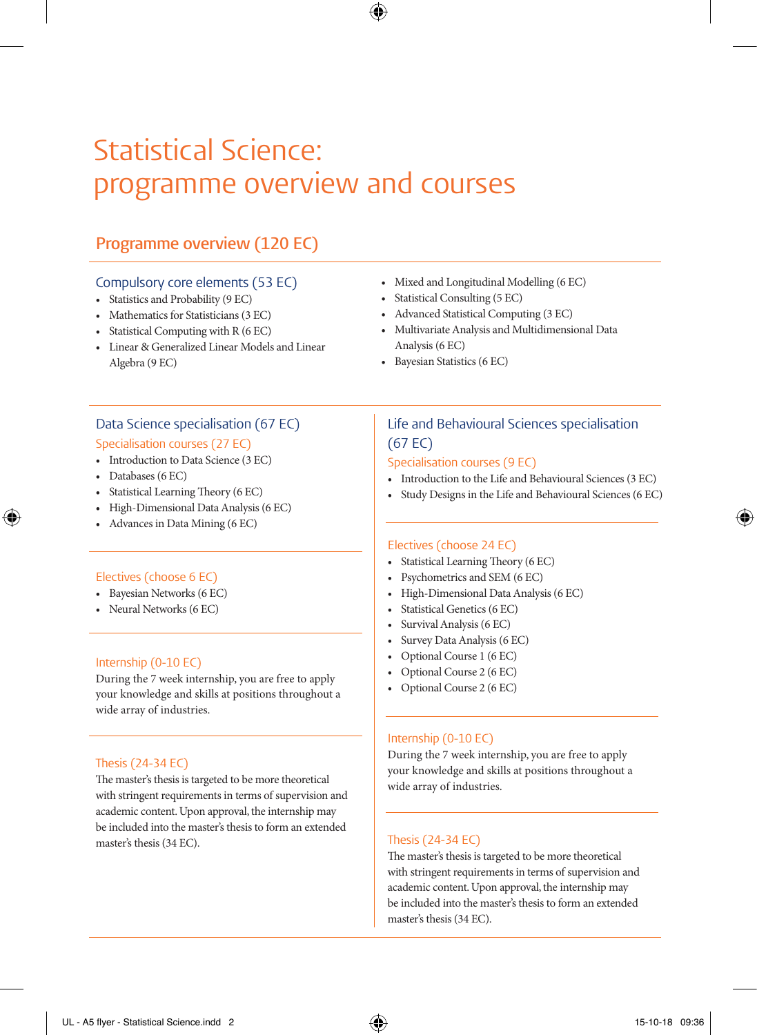# Statistical Science: programme overview and courses

## Programme overview (120 EC)

### Compulsory core elements (53 EC)

- Statistics and Probability (9 EC)
- Mathematics for Statisticians (3 EC)
- Statistical Computing with R (6 EC)
- Linear & Generalized Linear Models and Linear Algebra (9 EC)
- Mixed and Longitudinal Modelling (6 EC)
- Statistical Consulting (5 EC)
- Advanced Statistical Computing (3 EC)
- Multivariate Analysis and Multidimensional Data Analysis (6 EC)
- Bayesian Statistics (6 EC)

### Data Science specialisation (67 EC)

#### Specialisation courses (27 EC)

- Introduction to Data Science (3 EC)
- Databases (6 EC)
- Statistical Learning Theory (6 EC)
- High-Dimensional Data Analysis (6 EC)
- Advances in Data Mining (6 EC)

#### Electives (choose 6 EC)

- Bayesian Networks (6 EC)
- Neural Networks (6 EC)

#### Internship (0-10 EC)

During the 7 week internship, you are free to apply your knowledge and skills at positions throughout a wide array of industries.

#### Thesis (24-34 EC)

The master's thesis is targeted to be more theoretical with stringent requirements in terms of supervision and academic content. Upon approval, the internship may be included into the master's thesis to form an extended master's thesis (34 EC).

### Life and Behavioural Sciences specialisation (67 EC)

#### Specialisation courses (9 EC)

- Introduction to the Life and Behavioural Sciences (3 EC)
- Study Designs in the Life and Behavioural Sciences (6 EC)

#### Electives (choose 24 EC)

- Statistical Learning Theory (6 EC)
- Psychometrics and SEM (6 EC)
- High-Dimensional Data Analysis (6 EC)
- Statistical Genetics (6 EC)
- Survival Analysis (6 EC)
- Survey Data Analysis (6 EC)
- Optional Course 1 (6 EC)
- Optional Course 2 (6 EC)
- Optional Course 2 (6 EC)

#### Internship (0-10 EC)

During the 7 week internship, you are free to apply your knowledge and skills at positions throughout a wide array of industries.

#### Thesis (24-34 EC)

The master's thesis is targeted to be more theoretical with stringent requirements in terms of supervision and academic content. Upon approval, the internship may be included into the master's thesis to form an extended master's thesis (34 EC).